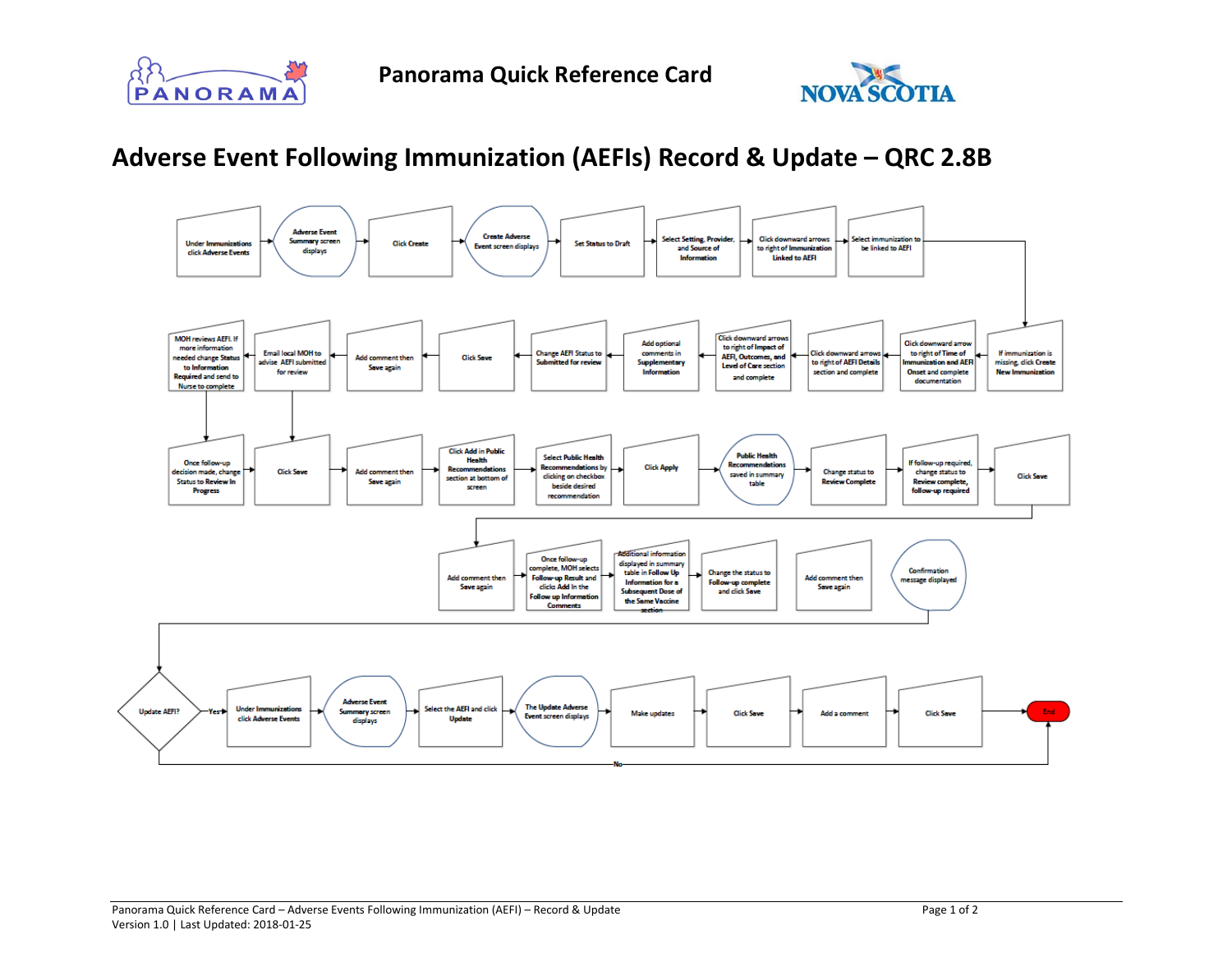Panorama Quick Reference Card

# Adverse Event Following Immunization (AEFIs) Record & Update – QRC 2.8B

1. Under **Immunizations** click **Adverse Events**
2. **Adverse Event Summary** screen displays
3. Click **Create**
4. **Create Adverse Event** screen displays
5. Set **Status** to **Draft**
6. Select **Setting**, **Provider**, and **Source of Information**
7. Click downward arrows to right of **Immunization Linked to AEFI**
8. Select immunization to be linked to AEFI
9. If immunization is missing, click **Create New Immunization**
10. Click downward arrow to right of **Time of Immunization and AEFI Onset** and complete documentation
11. Click downward arrows to right of **AEFI Details** section and complete
12. Click downward arrows to right of **Impact of AEFI, Outcomes, and Level of Care** section and complete
13. Add optional comments in **Supplementary Information**
14. Change AEFI Status to **Submitted for review**
15. Click **Save**
16. Add comment then **Save** again
17. Email local MOH to advise AEFI submitted for review
18. MOH reviews AEFI. If more information needed change **Status** to **Information Required** and send to Nurse to complete
19. Once follow-up decision made, change **Status** to **Review In Progress**
20. Click **Save**
21. Add comment then **Save** again
22. Click **Add** in **Public Health Recommendations** section at bottom of screen
23. Select **Public Health Recommendations** by clicking on checkbox beside desired recommendation
24. Click **Apply**
25. **Public Health Recommendations** saved in summary table
26. Change status to **Review Complete**
27. If follow-up required, change status to **Review complete, follow-up required**
28. Click **Save**
29. Add comment then **Save** again
30. Once follow-up complete, MOH selects **Follow-up Result** and clicks **Add** in the **Follow up Information Comments**
31. Additional information displayed in summary table in **Follow Up Information for a Subsequent Dose of the Same Vaccine** section
32. Change the status to **Follow-up complete** and click **Save**
33. Add comment then **Save** again
34. Confirmation message displayed
35. Update AEFI?
    - **Yes**:
      1. Under **Immunizations** click **Adverse Events**
      2. **Adverse Event Summary** screen displays
      3. Select the AEFI and click **Update**
      4. The **Update Adverse Event** screen displays
      5. Make updates
      6. Click **Save**
      7. Add a comment
      8. Click **Save**
      9. End
    - **No**: End

Panorama Quick Reference Card – Adverse Events Following Immunization (AEFI) – Record & Update
Version 1.0 | Last Updated: 2018-01-25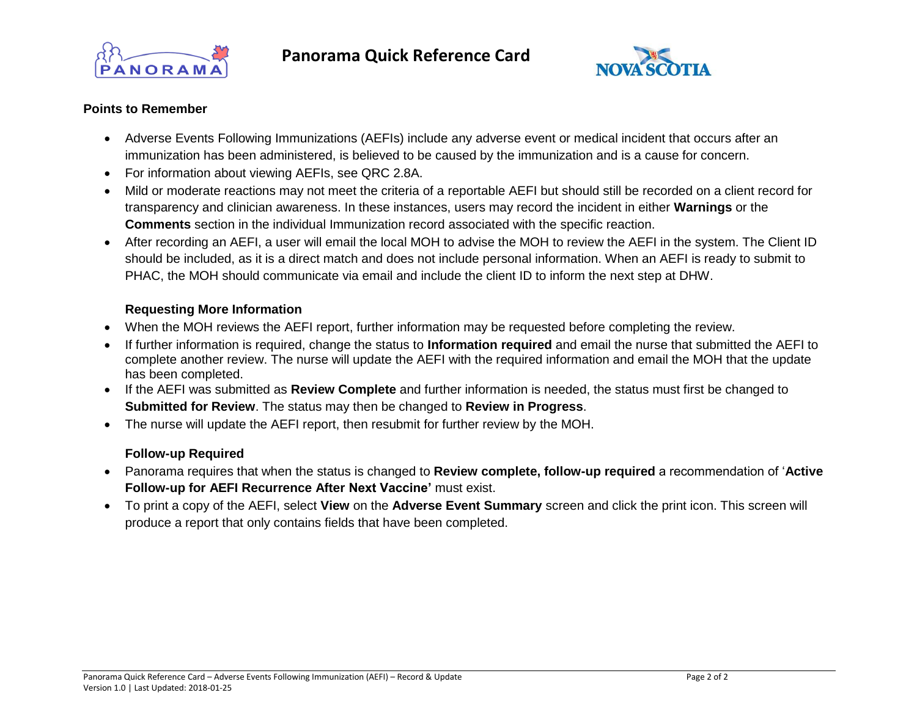**Points to Remember**

- Adverse Events Following Immunizations (AEFIs) include any adverse event or medical incident that occurs after an immunization has been administered, is believed to be caused by the immunization and is a cause for concern.
- For information about viewing AEFIs, see QRC 2.8A.
- Mild or moderate reactions may not meet the criteria of a reportable AEFI but should still be recorded on a client record for transparency and clinician awareness. In these instances, users may record the incident in either **Warnings** or the **Comments** section in the individual Immunization record associated with the specific reaction.
- After recording an AEFI, a user will email the local MOH to advise the MOH to review the AEFI in the system. The Client ID should be included, as it is a direct match and does not include personal information. When an AEFI is ready to submit to PHAC, the MOH should communicate via email and include the client ID to inform the next step at DHW.

**Requesting More Information**

- When the MOH reviews the AEFI report, further information may be requested before completing the review.
- If further information is required, change the status to **Information required** and email the nurse that submitted the AEFI to complete another review. The nurse will update the AEFI with the required information and email the MOH that the update has been completed.
- If the AEFI was submitted as **Review Complete** and further information is needed, the status must first be changed to **Submitted for Review**. The status may then be changed to **Review in Progress**.
- The nurse will update the AEFI report, then resubmit for further review by the MOH.

**Follow-up Required**

- Panorama requires that when the status is changed to **Review complete, follow-up required** a recommendation of '**Active Follow-up for AEFI Recurrence After Next Vaccine'** must exist.
- To print a copy of the AEFI, select **View** on the **Adverse Event Summary** screen and click the print icon. This screen will produce a report that only contains fields that have been completed.